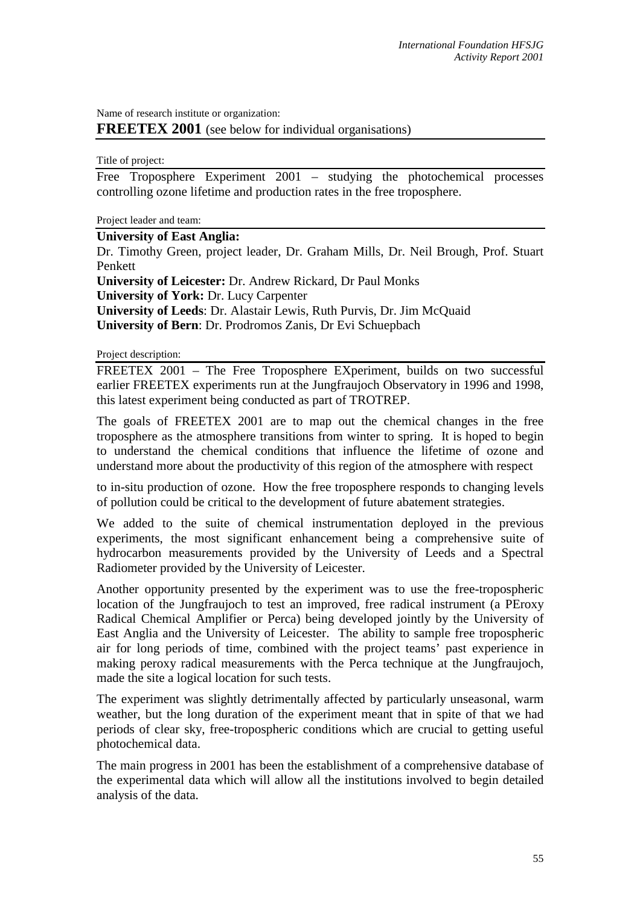Name of research institute or organization:

**FREETEX 2001** (see below for individual organisations)

Title of project:

Free Troposphere Experiment 2001 – studying the photochemical processes controlling ozone lifetime and production rates in the free troposphere.

Project leader and team:

**University of East Anglia:**
Dr. Timothy Green, project leader, Dr. Graham Mills, Dr. Neil Brough, Prof. Stuart Penkett
**University of Leicester:** Dr. Andrew Rickard, Dr Paul Monks
**University of York:** Dr. Lucy Carpenter
**University of Leeds**: Dr. Alastair Lewis, Ruth Purvis, Dr. Jim McQuaid
**University of Bern**: Dr. Prodromos Zanis, Dr Evi Schuepbach

Project description:

FREETEX 2001 – The Free Troposphere EXperiment, builds on two successful earlier FREETEX experiments run at the Jungfraujoch Observatory in 1996 and 1998, this latest experiment being conducted as part of TROTREP.

The goals of FREETEX 2001 are to map out the chemical changes in the free troposphere as the atmosphere transitions from winter to spring. It is hoped to begin to understand the chemical conditions that influence the lifetime of ozone and understand more about the productivity of this region of the atmosphere with respect to in-situ production of ozone. How the free troposphere responds to changing levels of pollution could be critical to the development of future abatement strategies.

We added to the suite of chemical instrumentation deployed in the previous experiments, the most significant enhancement being a comprehensive suite of hydrocarbon measurements provided by the University of Leeds and a Spectral Radiometer provided by the University of Leicester.

Another opportunity presented by the experiment was to use the free-tropospheric location of the Jungfraujoch to test an improved, free radical instrument (a PEroxy Radical Chemical Amplifier or Perca) being developed jointly by the University of East Anglia and the University of Leicester. The ability to sample free tropospheric air for long periods of time, combined with the project teams' past experience in making peroxy radical measurements with the Perca technique at the Jungfraujoch, made the site a logical location for such tests.

The experiment was slightly detrimentally affected by particularly unseasonal, warm weather, but the long duration of the experiment meant that in spite of that we had periods of clear sky, free-tropospheric conditions which are crucial to getting useful photochemical data.

The main progress in 2001 has been the establishment of a comprehensive database of the experimental data which will allow all the institutions involved to begin detailed analysis of the data.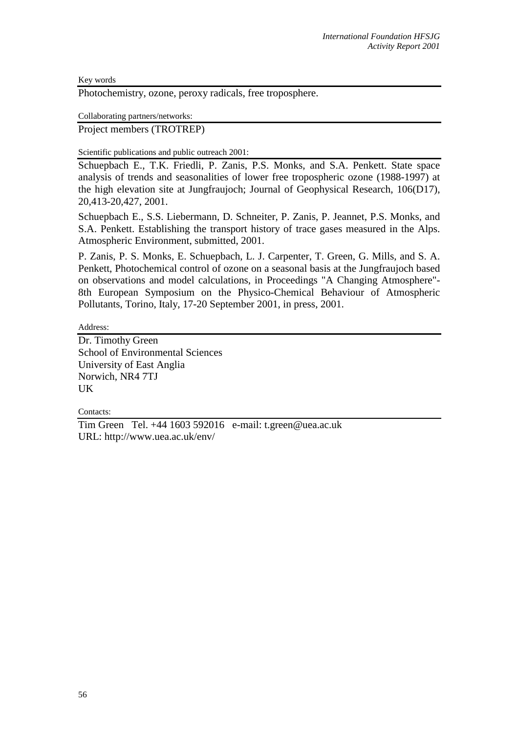Key words

Photochemistry, ozone, peroxy radicals, free troposphere.

Collaborating partners/networks:

Project members (TROTREP)

Scientific publications and public outreach 2001:

Schuepbach E., T.K. Friedli, P. Zanis, P.S. Monks, and S.A. Penkett. State space analysis of trends and seasonalities of lower free tropospheric ozone (1988-1997) at the high elevation site at Jungfraujoch; Journal of Geophysical Research, 106(D17), 20,413-20,427, 2001.

Schuepbach E., S.S. Liebermann, D. Schneiter, P. Zanis, P. Jeannet, P.S. Monks, and S.A. Penkett. Establishing the transport history of trace gases measured in the Alps. Atmospheric Environment, submitted, 2001.

P. Zanis, P. S. Monks, E. Schuepbach, L. J. Carpenter, T. Green, G. Mills, and S. A. Penkett, Photochemical control of ozone on a seasonal basis at the Jungfraujoch based on observations and model calculations, in Proceedings "A Changing Atmosphere"- 8th European Symposium on the Physico-Chemical Behaviour of Atmospheric Pollutants, Torino, Italy, 17-20 September 2001, in press, 2001.

Address:

Dr. Timothy Green
School of Environmental Sciences
University of East Anglia
Norwich, NR4 7TJ
UK

Contacts:

Tim Green Tel. +44 1603 592016 e-mail: t.green@uea.ac.uk
URL: http://www.uea.ac.uk/env/